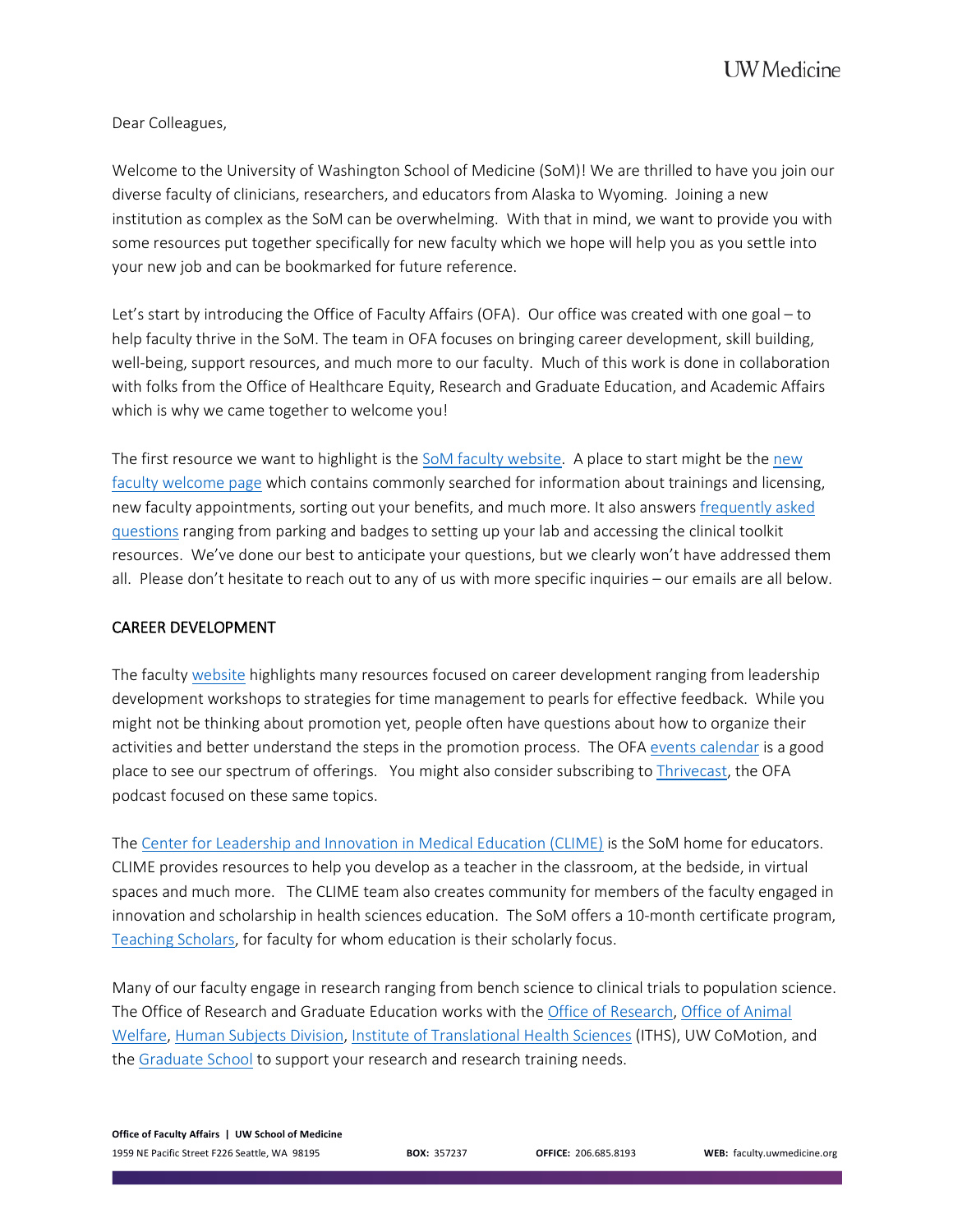Dear Colleagues,

Welcome to the University of Washington School of Medicine (SoM)! We are thrilled to have you join our diverse faculty of clinicians, researchers, and educators from Alaska to Wyoming. Joining a new institution as complex as the SoM can be overwhelming. With that in mind, we want to provide you with some resources put together specifically for new faculty which we hope will help you as you settle into your new job and can be bookmarked for future reference.

Let's start by introducing the Office of Faculty Affairs (OFA). Our office was created with one goal – to help faculty thrive in the SoM. The team in OFA focuses on bringing career development, skill building, well-being, support resources, and much more to our faculty. Much of this work is done in collaboration with folks from the Office of Healthcare Equity, Research and Graduate Education, and Academic Affairs which is why we came together to welcome you!

The first resource we want to highlight is the SoM faculty website. A place to start might be the new faculty welcome page which contains commonly searched for information about trainings and licensing, new faculty appointments, sorting out your benefits, and much more. It also answers frequently asked questions ranging from parking and badges to setting up your lab and accessing the clinical toolkit resources. We've done our best to anticipate your questions, but we clearly won't have addressed them all. Please don't hesitate to reach out to any of us with more specific inquiries – our emails are all below.

## CAREER DEVELOPMENT

The faculty website highlights many resources focused on career development ranging from leadership development workshops to strategies for time management to pearls for effective feedback. While you might not be thinking about promotion yet, people often have questions about how to organize their activities and better understand the steps in the promotion process. The OFA events calendar is a good place to see our spectrum of offerings. You might also consider subscribing to Thrivecast, the OFA podcast focused on these same topics.

The Center for Leadership and Innovation in Medical Education (CLIME) is the SoM home for educators. CLIME provides resources to help you develop as a teacher in the classroom, at the bedside, in virtual spaces and much more. The CLIME team also creates community for members of the faculty engaged in innovation and scholarship in health sciences education. The SoM offers a 10-month certificate program, Teaching Scholars, for faculty for whom education is their scholarly focus.

Many of our faculty engage in research ranging from bench science to clinical trials to population science. The Office of Research and Graduate Education works with the Office of Research, Office of Animal Welfare, Human Subjects Division, Institute of Translational Health Sciences (ITHS), UW CoMotion, and the Graduate School to support your research and research training needs.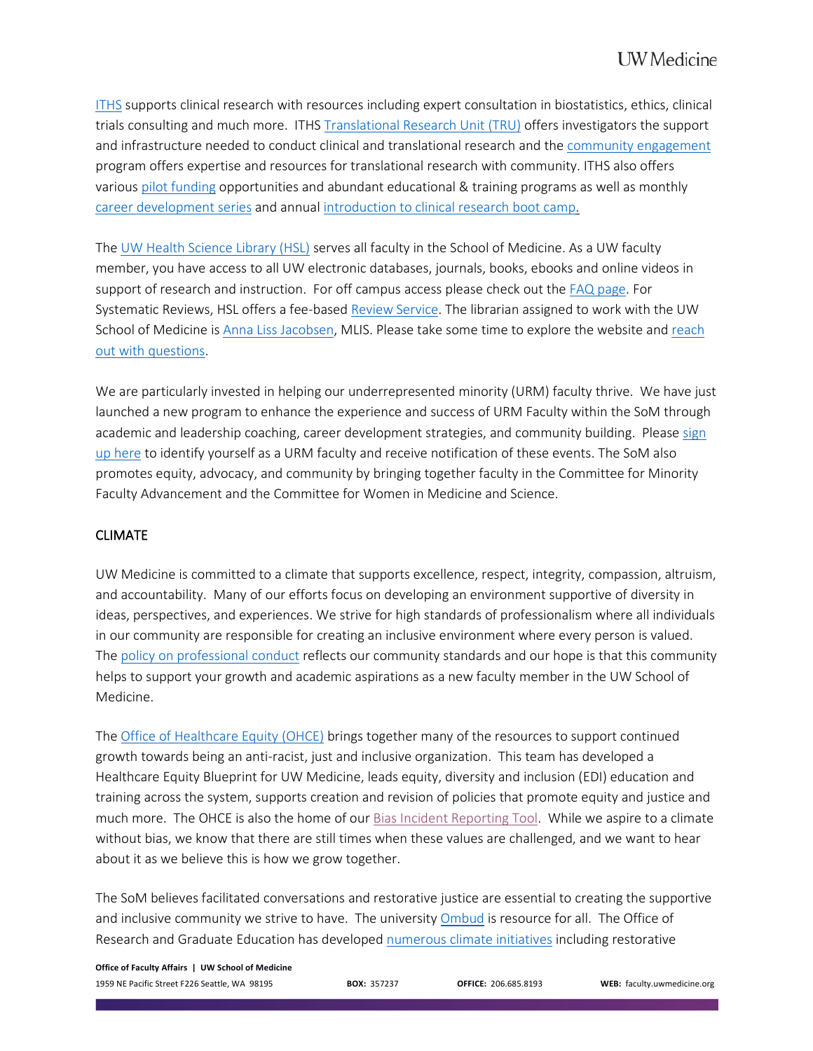ITHS supports clinical research with resources including expert consultation in biostatistics, ethics, clinical trials consulting and much more. ITHS Translational Research Unit (TRU) offers investigators the support and infrastructure needed to conduct clinical and translational research and the community engagement program offers expertise and resources for translational research with community. ITHS also offers various pilot funding opportunities and abundant educational & training programs as well as monthly career development series and annual introduction to clinical research boot camp.

The UW Health Science Library (HSL) serves all faculty in the School of Medicine. As a UW faculty member, you have access to all UW electronic databases, journals, books, ebooks and online videos in support of research and instruction. For off campus access please check out the FAQ page. For Systematic Reviews, HSL offers a fee-based Review Service. The librarian assigned to work with the UW School of Medicine is Anna Liss Jacobsen, MLIS. Please take some time to explore the website and reach out with questions.

We are particularly invested in helping our underrepresented minority (URM) faculty thrive. We have just launched a new program to enhance the experience and success of URM Faculty within the SoM through academic and leadership coaching, career development strategies, and community building. Please sign up here to identify yourself as a URM faculty and receive notification of these events. The SoM also promotes equity, advocacy, and community by bringing together faculty in the Committee for Minority Faculty Advancement and the Committee for Women in Medicine and Science.

## CLIMATE

UW Medicine is committed to a climate that supports excellence, respect, integrity, compassion, altruism, and accountability. Many of our efforts focus on developing an environment supportive of diversity in ideas, perspectives, and experiences. We strive for high standards of professionalism where all individuals in our community are responsible for creating an inclusive environment where every person is valued. The policy on professional conduct reflects our community standards and our hope is that this community helps to support your growth and academic aspirations as a new faculty member in the UW School of Medicine.

The Office of Healthcare Equity (OHCE) brings together many of the resources to support continued growth towards being an anti-racist, just and inclusive organization. This team has developed a Healthcare Equity Blueprint for UW Medicine, leads equity, diversity and inclusion (EDI) education and training across the system, supports creation and revision of policies that promote equity and justice and much more. The OHCE is also the home of our Bias Incident Reporting Tool. While we aspire to a climate without bias, we know that there are still times when these values are challenged, and we want to hear about it as we believe this is how we grow together.

The SoM believes facilitated conversations and restorative justice are essential to creating the supportive and inclusive community we strive to have. The university Ombud is resource for all. The Office of Research and Graduate Education has developed numerous climate initiatives including restorative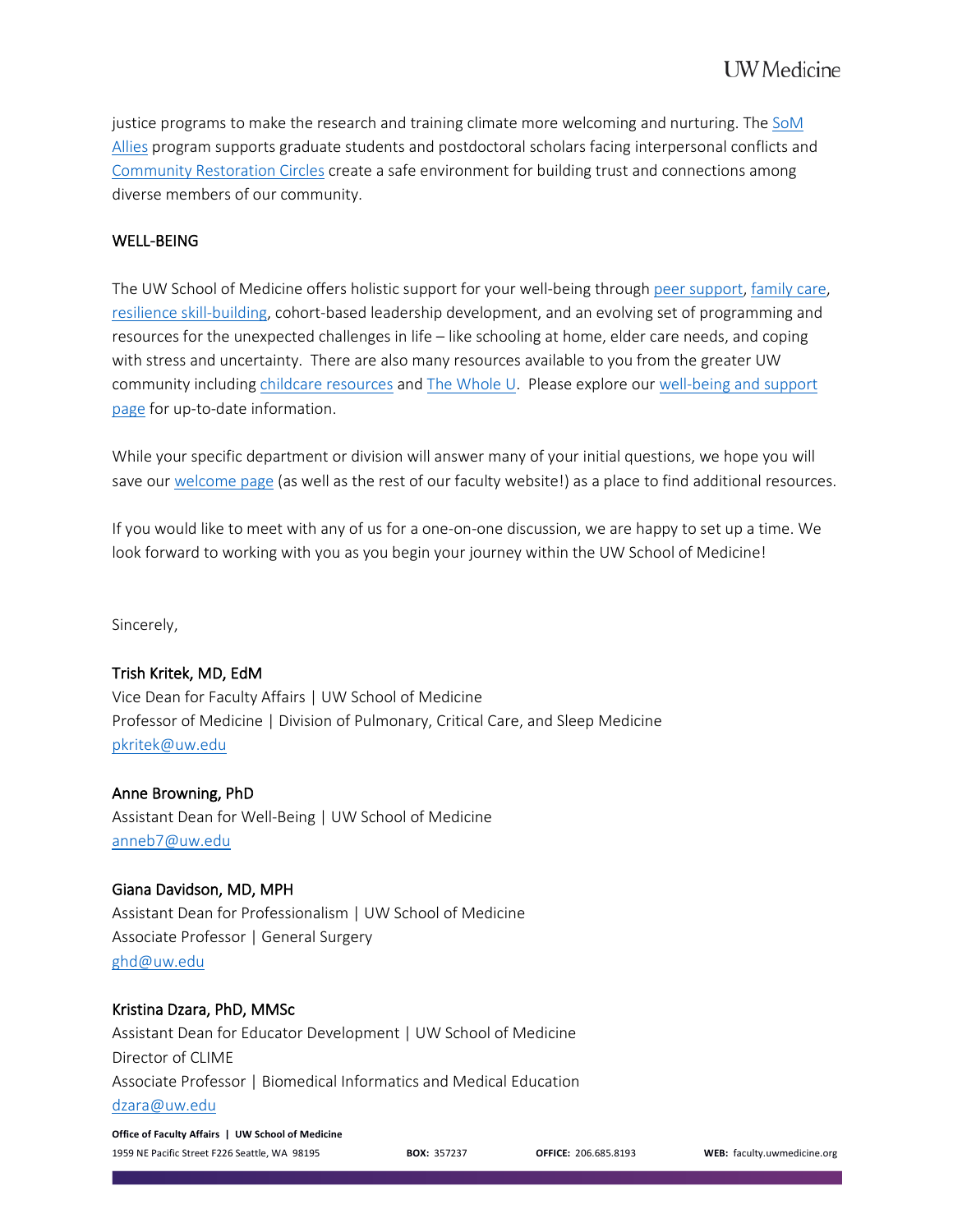justice programs to make the research and training climate more welcoming and nurturing. The SoM Allies program supports graduate students and postdoctoral scholars facing interpersonal conflicts and Community Restoration Circles create a safe environment for building trust and connections among diverse members of our community.

## WELL-BEING

The UW School of Medicine offers holistic support for your well-being through peer support, family care, resilience skill-building, cohort-based leadership development, and an evolving set of programming and resources for the unexpected challenges in life – like schooling at home, elder care needs, and coping with stress and uncertainty. There are also many resources available to you from the greater UW community including childcare resources and The Whole U. Please explore our well-being and support page for up-to-date information.

While your specific department or division will answer many of your initial questions, we hope you will save our welcome page (as well as the rest of our faculty website!) as a place to find additional resources.

If you would like to meet with any of us for a one-on-one discussion, we are happy to set up a time. We look forward to working with you as you begin your journey within the UW School of Medicine!

Sincerely,

Trish Kritek, MD, EdM
Vice Dean for Faculty Affairs | UW School of Medicine
Professor of Medicine | Division of Pulmonary, Critical Care, and Sleep Medicine
pkritek@uw.edu

Anne Browning, PhD
Assistant Dean for Well-Being | UW School of Medicine
anneb7@uw.edu

Giana Davidson, MD, MPH
Assistant Dean for Professionalism | UW School of Medicine
Associate Professor | General Surgery
ghd@uw.edu

Kristina Dzara, PhD, MMSc
Assistant Dean for Educator Development | UW School of Medicine
Director of CLIME
Associate Professor | Biomedical Informatics and Medical Education
dzara@uw.edu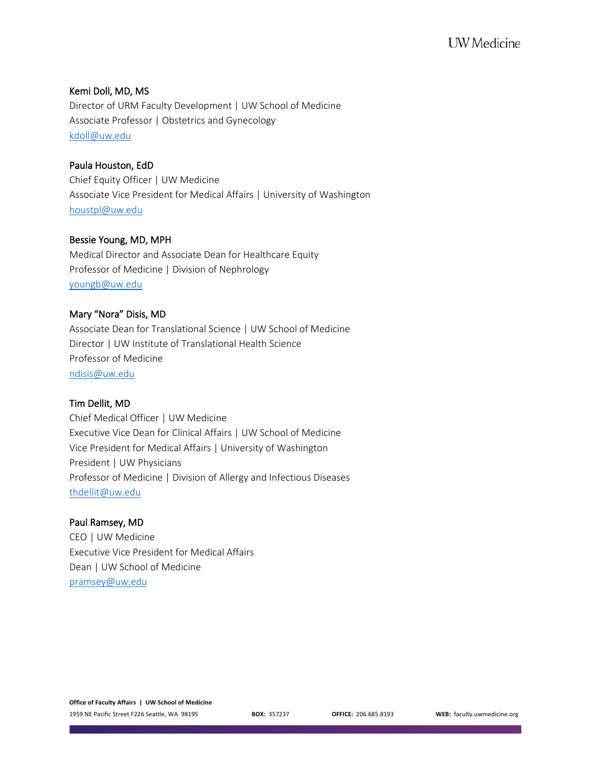Kemi Doll, MD, MS
Director of URM Faculty Development | UW School of Medicine
Associate Professor | Obstetrics and Gynecology
kdoll@uw.edu

Paula Houston, EdD
Chief Equity Officer | UW Medicine
Associate Vice President for Medical Affairs | University of Washington
houstpl@uw.edu

Bessie Young, MD, MPH
Medical Director and Associate Dean for Healthcare Equity
Professor of Medicine | Division of Nephrology
youngb@uw.edu

Mary "Nora" Disis, MD
Associate Dean for Translational Science | UW School of Medicine
Director | UW Institute of Translational Health Science
Professor of Medicine
ndisis@uw.edu

Tim Dellit, MD
Chief Medical Officer | UW Medicine
Executive Vice Dean for Clinical Affairs | UW School of Medicine
Vice President for Medical Affairs | University of Washington
President | UW Physicians
Professor of Medicine | Division of Allergy and Infectious Diseases
thdellit@uw.edu

Paul Ramsey, MD
CEO | UW Medicine
Executive Vice President for Medical Affairs
Dean | UW School of Medicine
pramsey@uw.edu